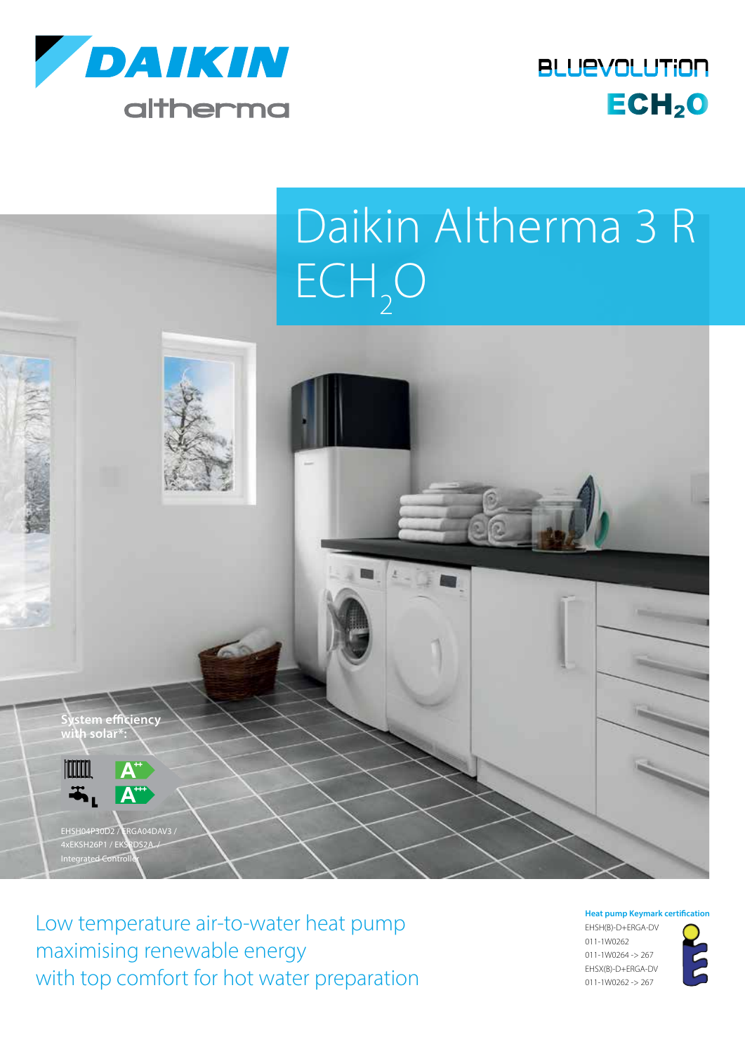DAIKIN

altherma

BLUEVOLUTION

$ECH_2O$

# Daikin Altherma 3 R $ECH_2O$

System efficiency with solar*:

A++

A+++ L

EHSH04P30D2 / ERGA04DAV3 / 4xEKSH26P1 / EKSRDS2A / Integrated Controller

Low temperature air-to-water heat pump maximising renewable energy with top comfort for hot water preparation

**Heat pump Keymark certification**

EHSH(B)-D+ERGA-DV

011-1W0262

011-1W0264 -> 267

EHSX(B)-D+ERGA-DV

011-1W0262 -> 267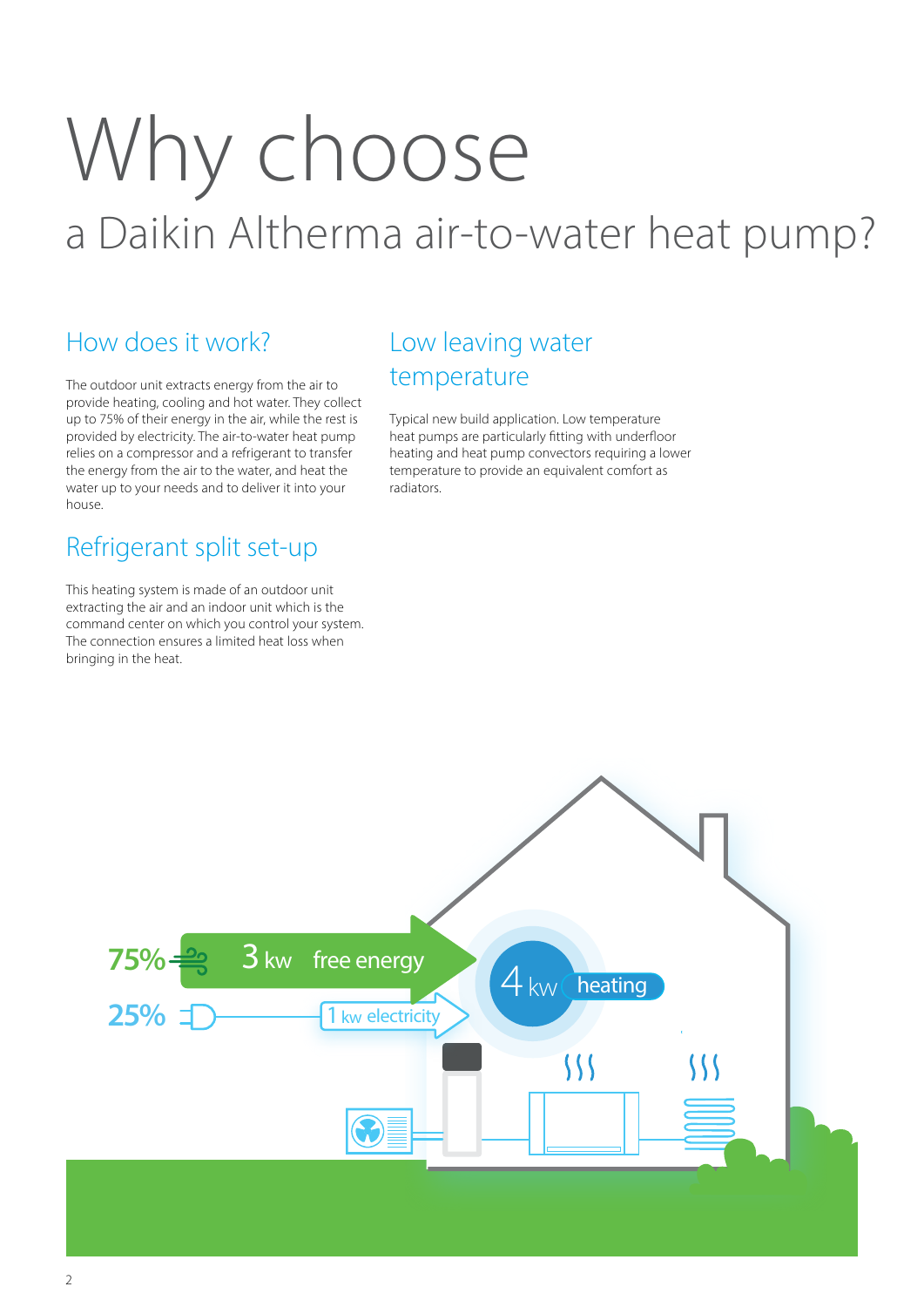# Why choose

## a Daikin Altherma air-to-water heat pump?

### How does it work?

The outdoor unit extracts energy from the air to provide heating, cooling and hot water. They collect up to 75% of their energy in the air, while the rest is provided by electricity. The air-to-water heat pump relies on a compressor and a refrigerant to transfer the energy from the air to the water, and heat the water up to your needs and to deliver it into your house.

### Refrigerant split set-up

This heating system is made of an outdoor unit extracting the air and an indoor unit which is the command center on which you control your system. The connection ensures a limited heat loss when bringing in the heat.

### Low leaving water temperature

Typical new build application. Low temperature heat pumps are particularly fitting with underfloor heating and heat pump convectors requiring a lower temperature to provide an equivalent comfort as radiators.

75% 3 kw free energy

25% 1 kw electricity

4 kw heating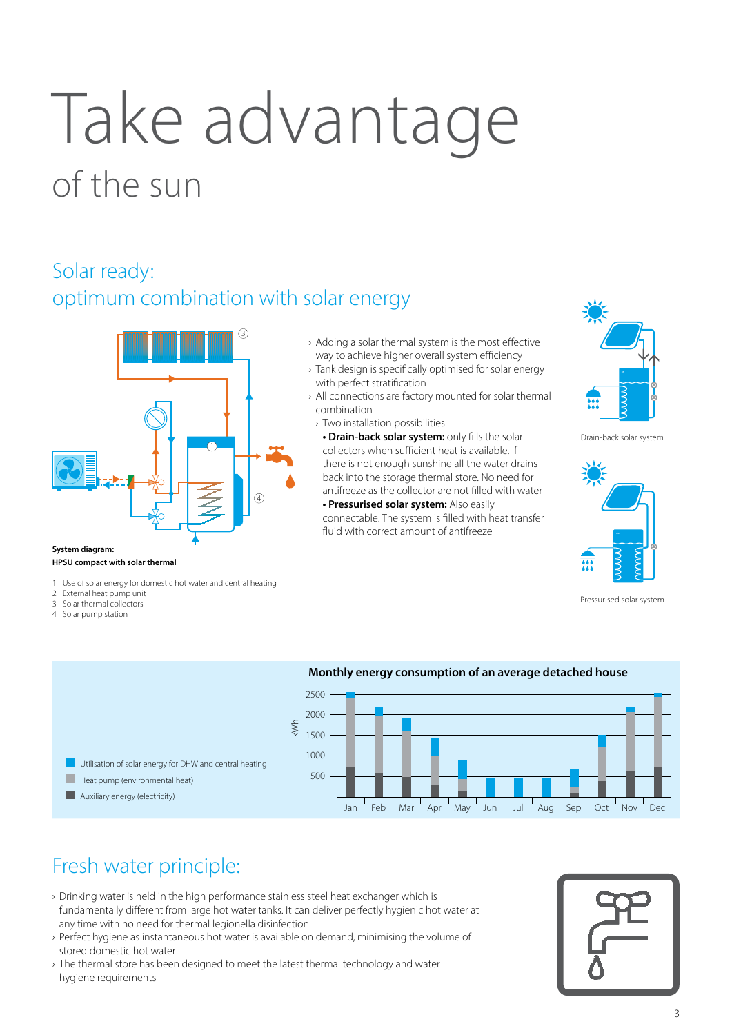# Take advantage

of the sun

## Solar ready:
## optimum combination with solar energy

**System diagram:**
**HPSU compact with solar thermal**

1 Use of solar energy for domestic hot water and central heating
2 External heat pump unit
3 Solar thermal collectors
4 Solar pump station

- Adding a solar thermal system is the most effective way to achieve higher overall system efficiency
- Tank design is specifically optimised for solar energy with perfect stratification
- All connections are factory mounted for solar thermal combination
  - Two installation possibilities:
    - **Drain-back solar system:** only fills the solar collectors when sufficient heat is available. If there is not enough sunshine all the water drains back into the storage thermal store. No need for antifreeze as the collector are not filled with water
    - **Pressurised solar system:** Also easily connectable. The system is filled with heat transfer fluid with correct amount of antifreeze

Drain-back solar system

Pressurised solar system

**Monthly energy consumption of an average detached house**

- Utilisation of solar energy for DHW and central heating
- Heat pump (environmental heat)
- Auxiliary energy (electricity)

## Fresh water principle:

- Drinking water is held in the high performance stainless steel heat exchanger which is fundamentally different from large hot water tanks. It can deliver perfectly hygienic hot water at any time with no need for thermal legionella disinfection
- Perfect hygiene as instantaneous hot water is available on demand, minimising the volume of stored domestic hot water
- The thermal store has been designed to meet the latest thermal technology and water hygiene requirements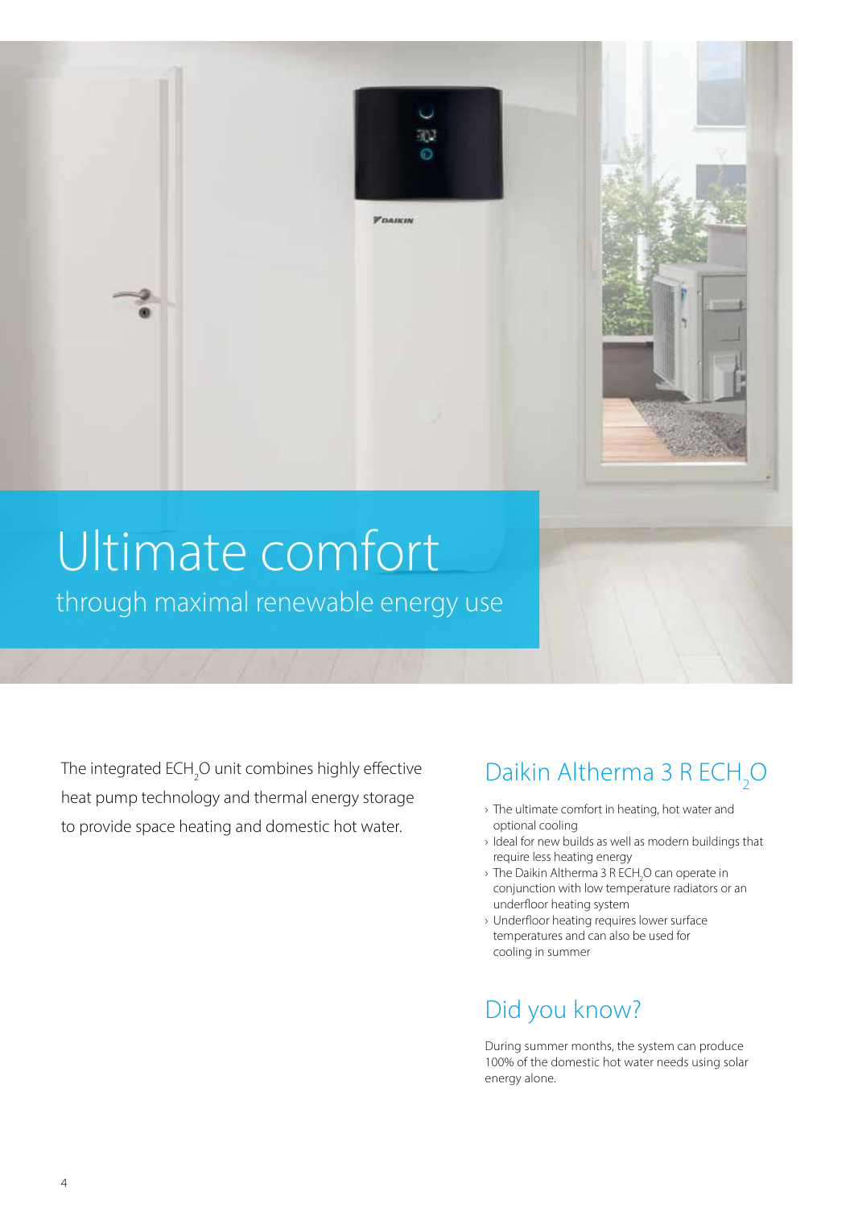# Ultimate comfort

through maximal renewable energy use

The integrated $ECH_2O$ unit combines highly effective heat pump technology and thermal energy storage to provide space heating and domestic hot water.

## Daikin Altherma 3 R $ECH_2O$

- The ultimate comfort in heating, hot water and optional cooling
- Ideal for new builds as well as modern buildings that require less heating energy
- The Daikin Altherma 3 R $ECH_2O$ can operate in conjunction with low temperature radiators or an underfloor heating system
- Underfloor heating requires lower surface temperatures and can also be used for cooling in summer

## Did you know?

During summer months, the system can produce 100% of the domestic hot water needs using solar energy alone.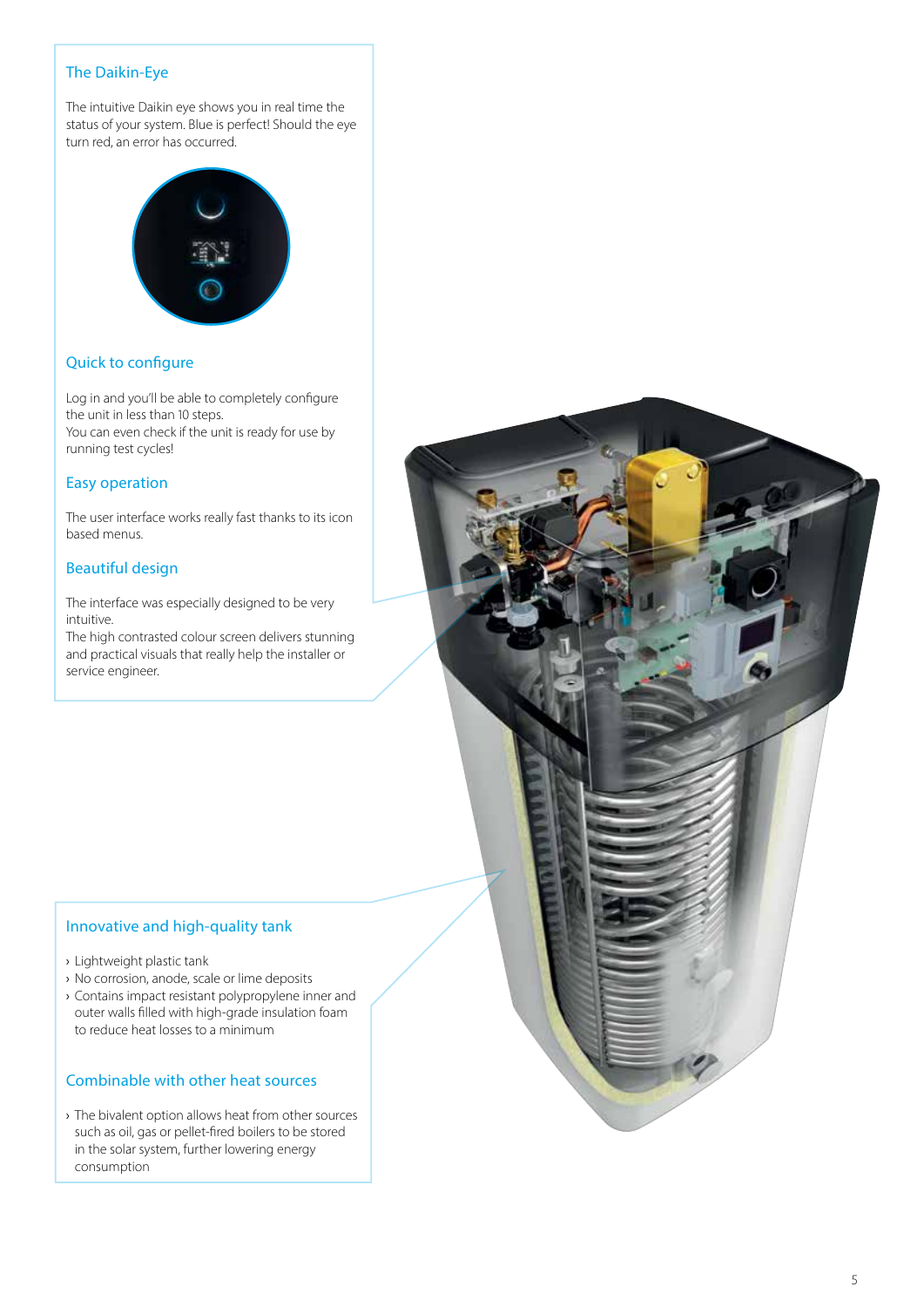## The Daikin-Eye

The intuitive Daikin eye shows you in real time the status of your system. Blue is perfect! Should the eye turn red, an error has occurred.

## Quick to configure

Log in and you'll be able to completely configure the unit in less than 10 steps.
You can even check if the unit is ready for use by running test cycles!

## Easy operation

The user interface works really fast thanks to its icon based menus.

## Beautiful design

The interface was especially designed to be very intuitive.
The high contrasted colour screen delivers stunning and practical visuals that really help the installer or service engineer.

## Innovative and high-quality tank

- Lightweight plastic tank
- No corrosion, anode, scale or lime deposits
- Contains impact resistant polypropylene inner and outer walls filled with high-grade insulation foam to reduce heat losses to a minimum

## Combinable with other heat sources

- The bivalent option allows heat from other sources such as oil, gas or pellet-fired boilers to be stored in the solar system, further lowering energy consumption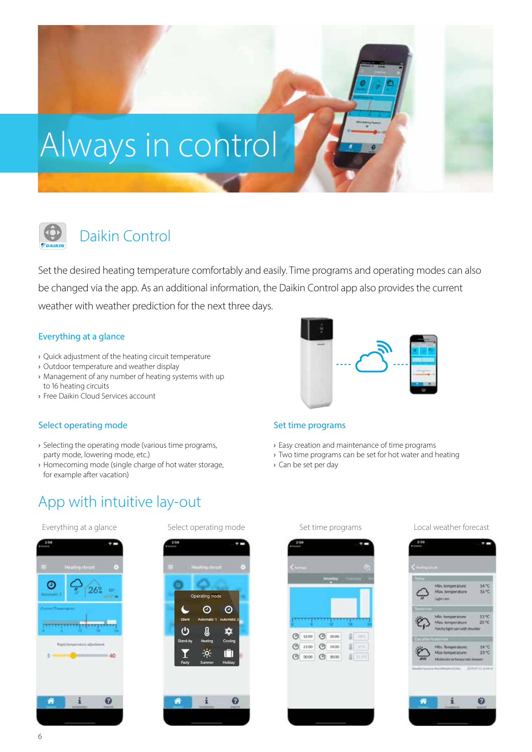# Always in control

## Daikin Control

Set the desired heating temperature comfortably and easily. Time programs and operating modes can also be changed via the app. As an additional information, the Daikin Control app also provides the current weather with weather prediction for the next three days.

### Everything at a glance

- Quick adjustment of the heating circuit temperature
- Outdoor temperature and weather display
- Management of any number of heating systems with up to 16 heating circuits
- Free Daikin Cloud Services account

### Select operating mode

- Selecting the operating mode (various time programs, party mode, lowering mode, etc.)
- Homecoming mode (single charge of hot water storage, for example after vacation)

### Set time programs

- Easy creation and maintenance of time programs
- Two time programs can be set for hot water and heating
- Can be set per day

## App with intuitive lay-out

Everything at a glance

Select operating mode

Set time programs

Local weather forecast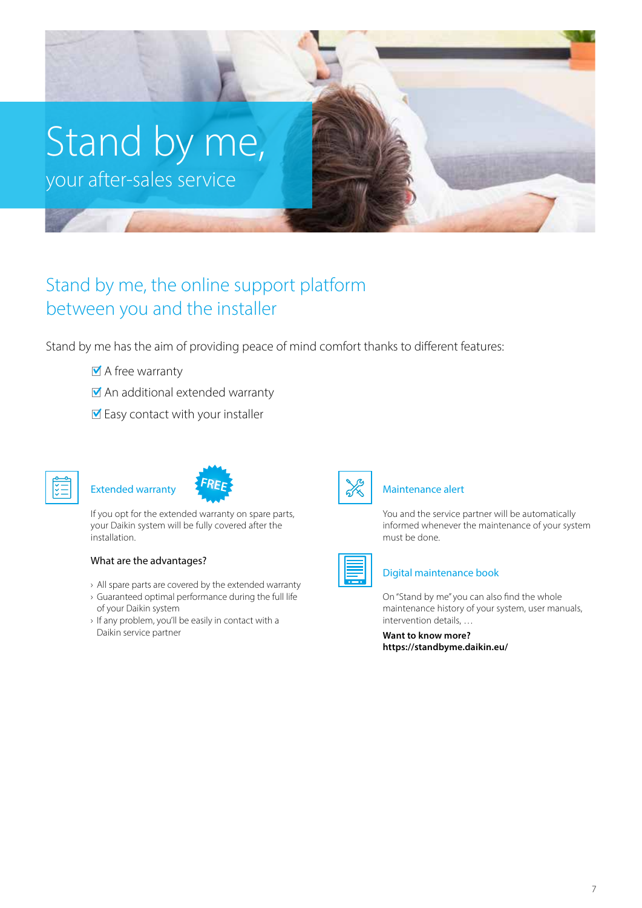# Stand by me,

your after-sales service

## Stand by me, the online support platform between you and the installer

Stand by me has the aim of providing peace of mind comfort thanks to different features:

- ☑ A free warranty
- ☑ An additional extended warranty
- ☑ Easy contact with your installer

### Extended warranty

FREE

If you opt for the extended warranty on spare parts, your Daikin system will be fully covered after the installation.

**What are the advantages?**

- All spare parts are covered by the extended warranty
- Guaranteed optimal performance during the full life of your Daikin system
- If any problem, you'll be easily in contact with a Daikin service partner

### Maintenance alert

You and the service partner will be automatically informed whenever the maintenance of your system must be done.

### Digital maintenance book

On "Stand by me" you can also find the whole maintenance history of your system, user manuals, intervention details, …

**Want to know more?**
**https://standbyme.daikin.eu/**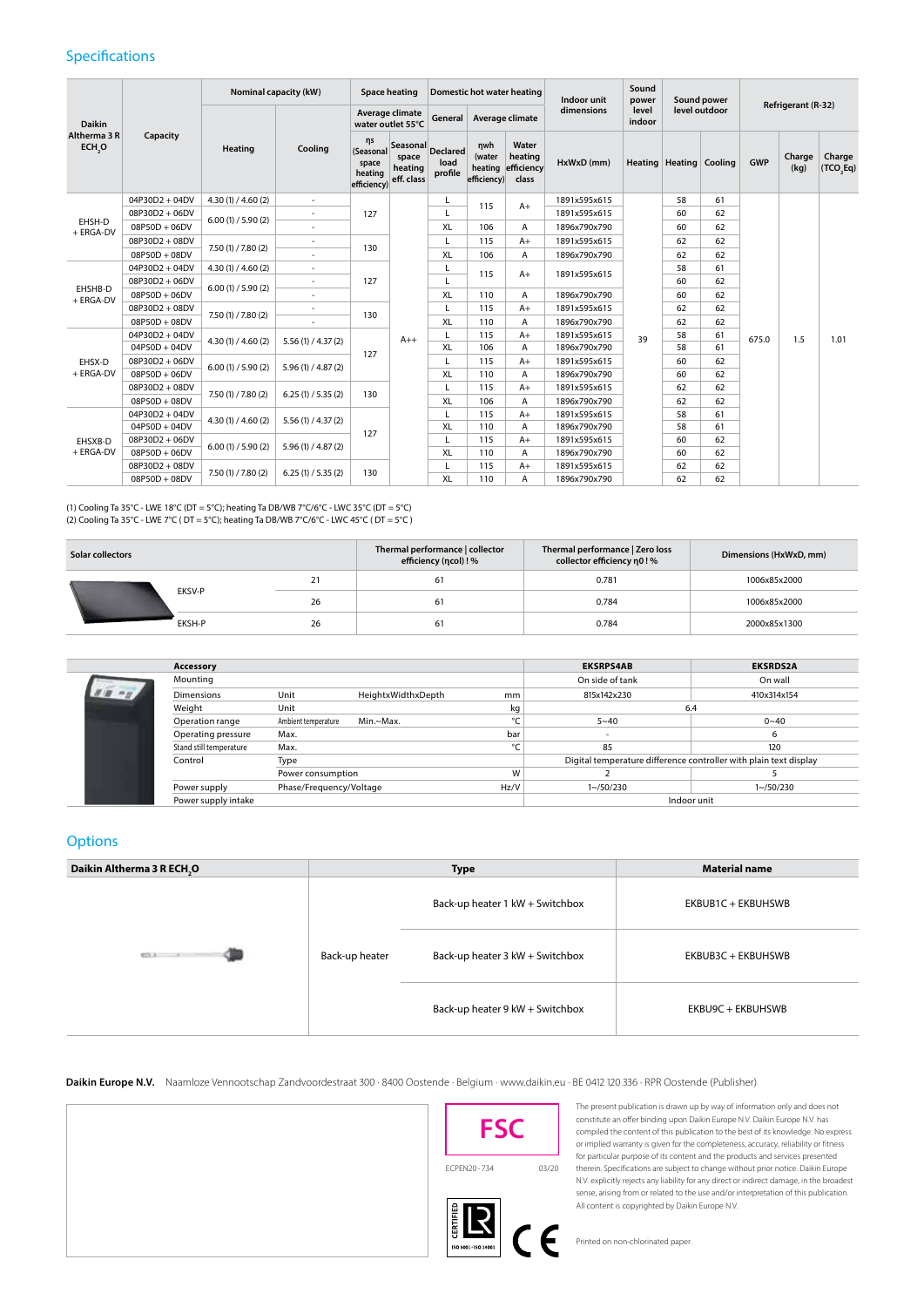## Specifications

| Daikin Altherma 3 R ECH$_2$O | Capacity | Nominal capacity (kW) | | Space heating | | Domestic hot water heating | | | Indoor unit dimensions | Sound power level indoor | Sound power level outdoor | | Refrigerant (R-32) | | |
|---|---|---|---|---|---|---|---|---|---|---|---|---|---|---|---|
| | | Heating | Cooling | Average climate water outlet 55°C | | General | Average climate | | | | | | | | |
| | | | | ηs (Seasonal space heating efficiency) | Seasonal space heating eff. class | Declared load profile | ηwh (water heating efficiency) | Water heating efficiency class | HxWxD (mm) | Heating | Heating | Cooling | GWP | Charge (kg) | Charge ($TCO_2Eq$) |
| EHSH-D + ERGA-DV | 04P30D2 + 04DV | 4.30 (1) / 4.60 (2) | - | 127 | A++ | L | 115 | A+ | 1891x595x615 | 39 | 58 | 61 | 675.0 | 1.5 | 1.01 |
| | 08P30D2 + 06DV | 6.00 (1) / 5.90 (2) | - | | | L | | | 1891x595x615 | | 60 | 62 | | | |
| | 08P50D + 06DV | | - | | | XL | 106 | A | 1896x790x790 | | 60 | 62 | | | |
| | 08P30D2 + 08DV | 7.50 (1) / 7.80 (2) | - | 130 | | L | 115 | A+ | 1891x595x615 | | 62 | 62 | | | |
| | 08P50D + 08DV | | - | | | XL | 106 | A | 1896x790x790 | | 62 | 62 | | | |
| EHSHB-D + ERGA-DV | 04P30D2 + 04DV | 4.30 (1) / 4.60 (2) | - | 127 | | L | 115 | A+ | 1891x595x615 | | 58 | 61 | | | |
| | 08P30D2 + 06DV | 6.00 (1) / 5.90 (2) | - | | | L | | | | | 60 | 62 | | | |
| | 08P50D + 06DV | | - | | | XL | 110 | A | 1896x790x790 | | 60 | 62 | | | |
| | 08P30D2 + 08DV | 7.50 (1) / 7.80 (2) | - | 130 | | L | 115 | A+ | 1891x595x615 | | 62 | 62 | | | |
| | 08P50D + 08DV | | - | | | XL | 110 | A | 1896x790x790 | | 62 | 62 | | | |
| EHSX-D + ERGA-DV | 04P30D2 + 04DV | 4.30 (1) / 4.60 (2) | 5.56 (1) / 4.37 (2) | 127 | | L | 115 | A+ | 1891x595x615 | | 58 | 61 | | | |
| | 04P50D + 04DV | | | | | XL | 106 | A | 1896x790x790 | | 58 | 61 | | | |
| | 08P30D2 + 06DV | 6.00 (1) / 5.90 (2) | 5.96 (1) / 4.87 (2) | | | L | 115 | A+ | 1891x595x615 | | 60 | 62 | | | |
| | 08P50D + 06DV | | | | | XL | 110 | A | 1896x790x790 | | 60 | 62 | | | |
| | 08P30D2 + 08DV | 7.50 (1) / 7.80 (2) | 6.25 (1) / 5.35 (2) | 130 | | L | 115 | A+ | 1891x595x615 | | 62 | 62 | | | |
| | 08P50D + 08DV | | | | | XL | 106 | A | 1896x790x790 | | 62 | 62 | | | |
| EHSXB-D + ERGA-DV | 04P30D2 + 04DV | 4.30 (1) / 4.60 (2) | 5.56 (1) / 4.37 (2) | 127 | | L | 115 | A+ | 1891x595x615 | | 58 | 61 | | | |
| | 04P50D + 04DV | | | | | XL | 110 | A | 1896x790x790 | | 58 | 61 | | | |
| | 08P30D2 + 06DV | 6.00 (1) / 5.90 (2) | 5.96 (1) / 4.87 (2) | | | L | 115 | A+ | 1891x595x615 | | 60 | 62 | | | |
| | 08P50D + 06DV | | | | | XL | 110 | A | 1896x790x790 | | 60 | 62 | | | |
| | 08P30D2 + 08DV | 7.50 (1) / 7.80 (2) | 6.25 (1) / 5.35 (2) | 130 | | L | 115 | A+ | 1891x595x615 | | 62 | 62 | | | |
| | 08P50D + 08DV | | | | | XL | 110 | A | 1896x790x790 | | 62 | 62 | | | |

(1) Cooling Ta 35°C - LWE 18°C (DT = 5°C); heating Ta DB/WB 7°C/6°C - LWC 35°C (DT = 5°C)
(2) Cooling Ta 35°C - LWE 7°C ( DT = 5°C); heating Ta DB/WB 7°C/6°C - LWC 45°C ( DT = 5°C )

| Solar collectors | | Thermal performance \| collector efficiency (ηcol) ! % | Thermal performance \| Zero loss collector efficiency η0 ! % | Dimensions (HxWxD, mm) |
|---|---|---|---|---|
| EKSV-P | 21 | 61 | 0.781 | 1006x85x2000 |
| | 26 | 61 | 0.784 | 1006x85x2000 |
| EKSH-P | 26 | 61 | 0.784 | 2000x85x1300 |

| Accessory | | | | EKSRPS4AB | EKSRDS2A |
|---|---|---|---|---|---|
| Mounting | | | | On side of tank | On wall |
| Dimensions | Unit | HeightxWidthxDepth | mm | 815x142x230 | 410x314x154 |
| Weight | Unit | | kg | 6.4 | |
| Operation range | Ambient temperature | Min.~Max. | °C | 5~40 | 0~40 |
| Operating pressure | Max. | | bar | - | 6 |
| Stand still temperature | Max. | | °C | 85 | 120 |
| Control | Type | | | Digital temperature difference controller with plain text display | |
| | Power consumption | | W | 2 | 5 |
| Power supply | Phase/Frequency/Voltage | | Hz/V | 1~/50/230 | 1~/50/230 |
| Power supply intake | | | | Indoor unit | |

## Options

| Daikin Altherma 3 R ECH$_2$O | Type | | Material name |
|---|---|---|---|
| | Back-up heater | Back-up heater 1 kW + Switchbox | EKBUB1C + EKBUHSWB |
| | | Back-up heater 3 kW + Switchbox | EKBUB3C + EKBUHSWB |
| | | Back-up heater 9 kW + Switchbox | EKBU9C + EKBUHSWB |

**Daikin Europe N.V.** Naamloze Vennootschap Zandvoordestraat 300 · 8400 Oostende · Belgium · www.daikin.eu · BE 0412 120 336 · RPR Oostende (Publisher)

FSC

ECPEN20-734 03/20

CERTIFIED ISO 9001 · ISO 14001

CE

The present publication is drawn up by way of information only and does not constitute an offer binding upon Daikin Europe N.V. Daikin Europe N.V. has compiled the content of this publication to the best of its knowledge. No express or implied warranty is given for the completeness, accuracy, reliability or fitness for particular purpose of its content and the products and services presented therein. Specifications are subject to change without prior notice. Daikin Europe N.V. explicitly rejects any liability for any direct or indirect damage, in the broadest sense, arising from or related to the use and/or interpretation of this publication. All content is copyrighted by Daikin Europe N.V.

Printed on non-chlorinated paper.